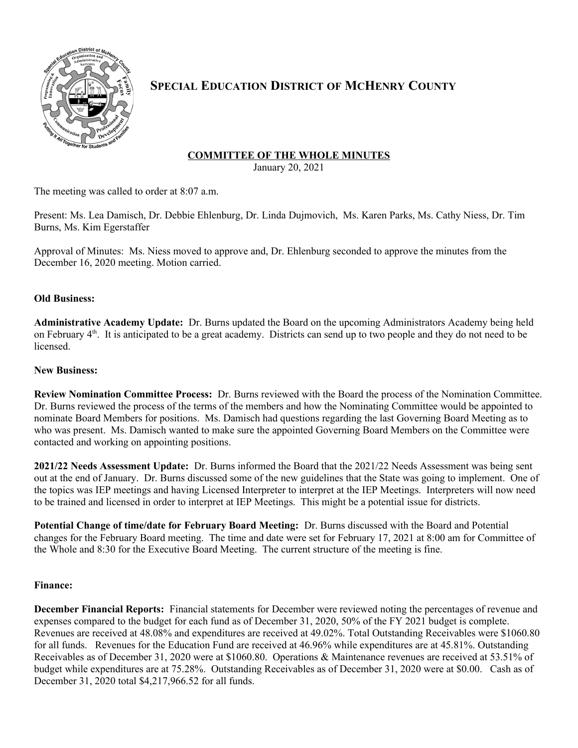# SPECIAL EDUCATION DISTRICT OF MCHENRY COUNTY

**COMMITTEE OF THE WHOLE MINUTES**

January 20, 2021

The meeting was called to order at 8:07 a.m.

Present: Ms. Lea Damisch, Dr. Debbie Ehlenburg, Dr. Linda Dujmovich, Ms. Karen Parks, Ms. Cathy Niess, Dr. Tim Burns, Ms. Kim Egerstaffer

Approval of Minutes: Ms. Niess moved to approve and, Dr. Ehlenburg seconded to approve the minutes from the December 16, 2020 meeting. Motion carried.

**Old Business:**

**Administrative Academy Update:** Dr. Burns updated the Board on the upcoming Administrators Academy being held on February 4th. It is anticipated to be a great academy. Districts can send up to two people and they do not need to be licensed.

**New Business:**

**Review Nomination Committee Process:** Dr. Burns reviewed with the Board the process of the Nomination Committee. Dr. Burns reviewed the process of the terms of the members and how the Nominating Committee would be appointed to nominate Board Members for positions. Ms. Damisch had questions regarding the last Governing Board Meeting as to who was present. Ms. Damisch wanted to make sure the appointed Governing Board Members on the Committee were contacted and working on appointing positions.

**2021/22 Needs Assessment Update:** Dr. Burns informed the Board that the 2021/22 Needs Assessment was being sent out at the end of January. Dr. Burns discussed some of the new guidelines that the State was going to implement. One of the topics was IEP meetings and having Licensed Interpreter to interpret at the IEP Meetings. Interpreters will now need to be trained and licensed in order to interpret at IEP Meetings. This might be a potential issue for districts.

**Potential Change of time/date for February Board Meeting:** Dr. Burns discussed with the Board and Potential changes for the February Board meeting. The time and date were set for February 17, 2021 at 8:00 am for Committee of the Whole and 8:30 for the Executive Board Meeting. The current structure of the meeting is fine.

**Finance:**

**December Financial Reports:** Financial statements for December were reviewed noting the percentages of revenue and expenses compared to the budget for each fund as of December 31, 2020, 50% of the FY 2021 budget is complete. Revenues are received at 48.08% and expenditures are received at 49.02%. Total Outstanding Receivables were $1060.80 for all funds. Revenues for the Education Fund are received at 46.96% while expenditures are at 45.81%. Outstanding Receivables as of December 31, 2020 were at $1060.80. Operations & Maintenance revenues are received at 53.51% of budget while expenditures are at 75.28%. Outstanding Receivables as of December 31, 2020 were at $0.00. Cash as of December 31, 2020 total $4,217,966.52 for all funds.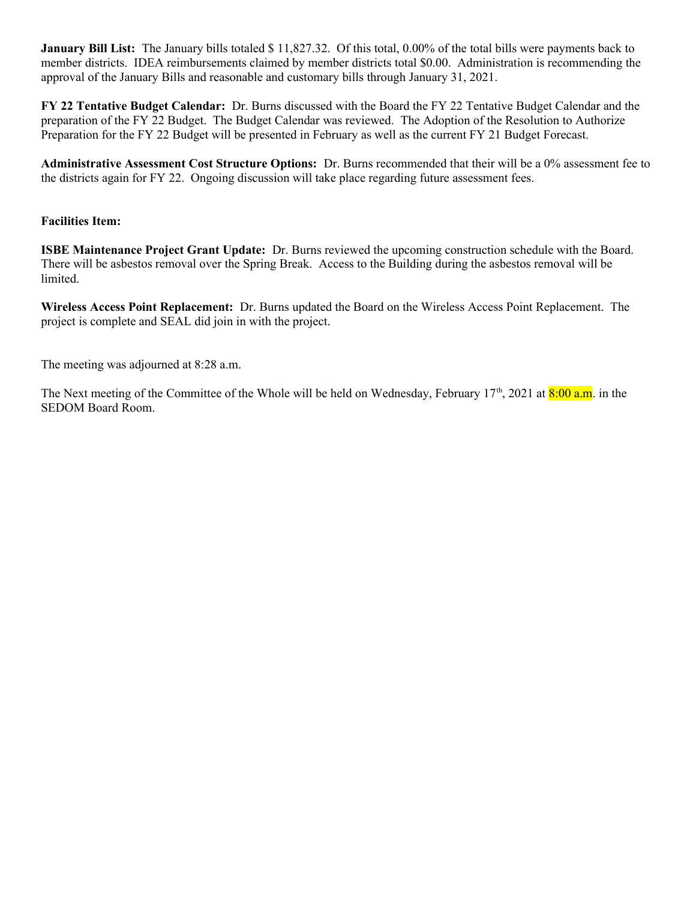**January Bill List:** The January bills totaled $ 11,827.32. Of this total, 0.00% of the total bills were payments back to member districts. IDEA reimbursements claimed by member districts total $0.00. Administration is recommending the approval of the January Bills and reasonable and customary bills through January 31, 2021.

**FY 22 Tentative Budget Calendar:** Dr. Burns discussed with the Board the FY 22 Tentative Budget Calendar and the preparation of the FY 22 Budget. The Budget Calendar was reviewed. The Adoption of the Resolution to Authorize Preparation for the FY 22 Budget will be presented in February as well as the current FY 21 Budget Forecast.

**Administrative Assessment Cost Structure Options:** Dr. Burns recommended that their will be a 0% assessment fee to the districts again for FY 22. Ongoing discussion will take place regarding future assessment fees.

**Facilities Item:**

**ISBE Maintenance Project Grant Update:** Dr. Burns reviewed the upcoming construction schedule with the Board. There will be asbestos removal over the Spring Break. Access to the Building during the asbestos removal will be limited.

**Wireless Access Point Replacement:** Dr. Burns updated the Board on the Wireless Access Point Replacement. The project is complete and SEAL did join in with the project.

The meeting was adjourned at 8:28 a.m.

The Next meeting of the Committee of the Whole will be held on Wednesday, February 17th, 2021 at 8:00 a.m. in the SEDOM Board Room.